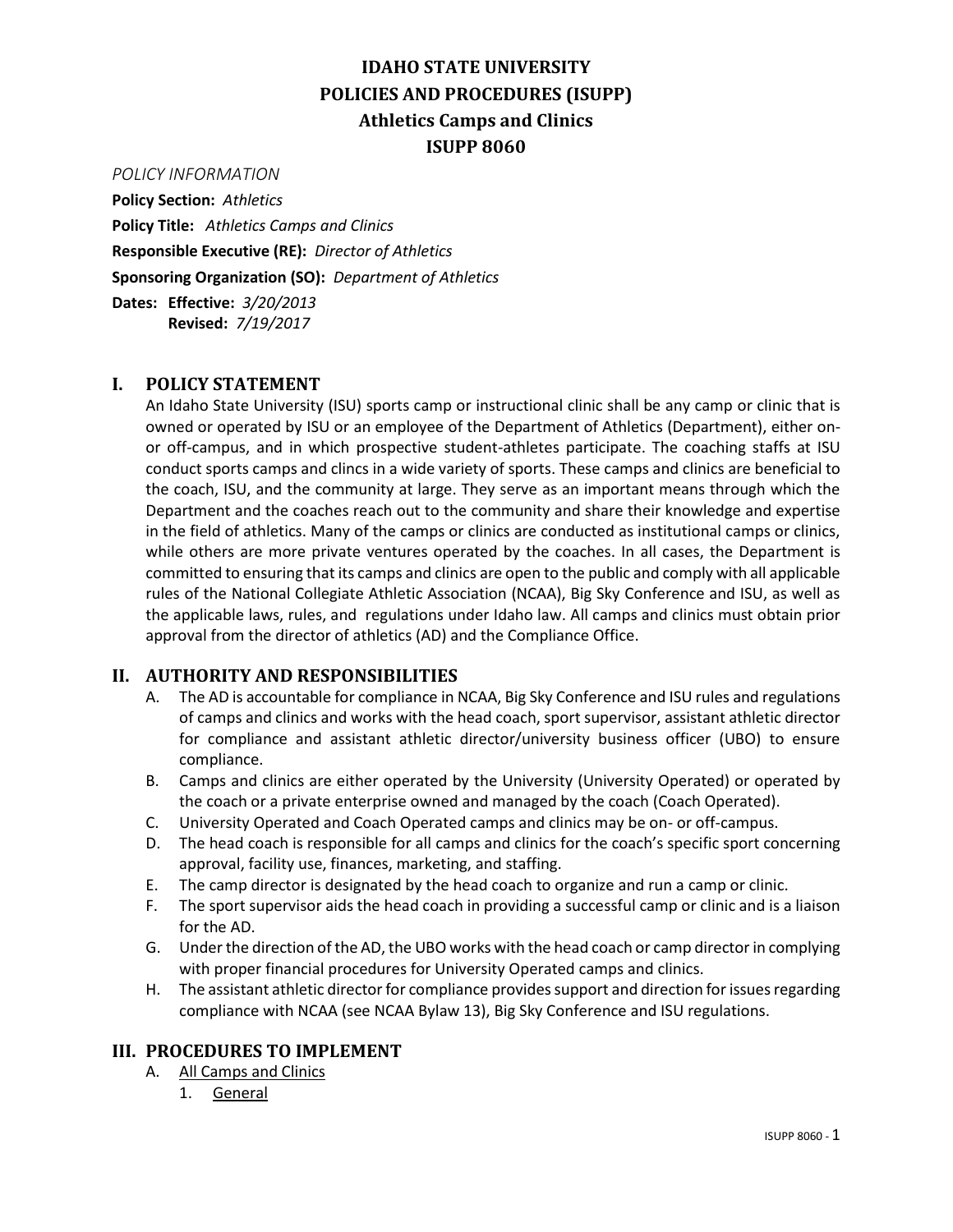# IDAHO STATE UNIVERSITY
# POLICIES AND PROCEDURES (ISUPP)
# Athletics Camps and Clinics
# ISUPP 8060

*POLICY INFORMATION*

**Policy Section:** *Athletics*

**Policy Title:** *Athletics Camps and Clinics*

**Responsible Executive (RE):** *Director of Athletics*

**Sponsoring Organization (SO):** *Department of Athletics*

**Dates:** **Effective:** *3/20/2013*
**Revised:** *7/19/2017*

## I. POLICY STATEMENT

An Idaho State University (ISU) sports camp or instructional clinic shall be any camp or clinic that is owned or operated by ISU or an employee of the Department of Athletics (Department), either on- or off-campus, and in which prospective student-athletes participate. The coaching staffs at ISU conduct sports camps and clincs in a wide variety of sports. These camps and clinics are beneficial to the coach, ISU, and the community at large. They serve as an important means through which the Department and the coaches reach out to the community and share their knowledge and expertise in the field of athletics. Many of the camps or clinics are conducted as institutional camps or clinics, while others are more private ventures operated by the coaches. In all cases, the Department is committed to ensuring that its camps and clinics are open to the public and comply with all applicable rules of the National Collegiate Athletic Association (NCAA), Big Sky Conference and ISU, as well as the applicable laws, rules, and regulations under Idaho law. All camps and clinics must obtain prior approval from the director of athletics (AD) and the Compliance Office.

## II. AUTHORITY AND RESPONSIBILITIES

A. The AD is accountable for compliance in NCAA, Big Sky Conference and ISU rules and regulations of camps and clinics and works with the head coach, sport supervisor, assistant athletic director for compliance and assistant athletic director/university business officer (UBO) to ensure compliance.

B. Camps and clinics are either operated by the University (University Operated) or operated by the coach or a private enterprise owned and managed by the coach (Coach Operated).

C. University Operated and Coach Operated camps and clinics may be on- or off-campus.

D. The head coach is responsible for all camps and clinics for the coach's specific sport concerning approval, facility use, finances, marketing, and staffing.

E. The camp director is designated by the head coach to organize and run a camp or clinic.

F. The sport supervisor aids the head coach in providing a successful camp or clinic and is a liaison for the AD.

G. Under the direction of the AD, the UBO works with the head coach or camp director in complying with proper financial procedures for University Operated camps and clinics.

H. The assistant athletic director for compliance provides support and direction for issues regarding compliance with NCAA (see NCAA Bylaw 13), Big Sky Conference and ISU regulations.

## III. PROCEDURES TO IMPLEMENT

A. <u>All Camps and Clinics</u>

1. <u>General</u>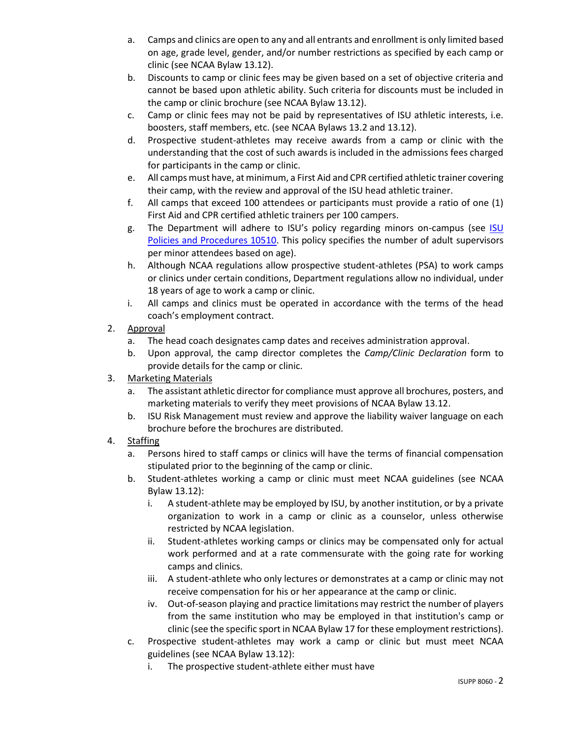a. Camps and clinics are open to any and all entrants and enrollment is only limited based on age, grade level, gender, and/or number restrictions as specified by each camp or clinic (see NCAA Bylaw 13.12).
b. Discounts to camp or clinic fees may be given based on a set of objective criteria and cannot be based upon athletic ability. Such criteria for discounts must be included in the camp or clinic brochure (see NCAA Bylaw 13.12).
c. Camp or clinic fees may not be paid by representatives of ISU athletic interests, i.e. boosters, staff members, etc. (see NCAA Bylaws 13.2 and 13.12).
d. Prospective student-athletes may receive awards from a camp or clinic with the understanding that the cost of such awards is included in the admissions fees charged for participants in the camp or clinic.
e. All camps must have, at minimum, a First Aid and CPR certified athletic trainer covering their camp, with the review and approval of the ISU head athletic trainer.
f. All camps that exceed 100 attendees or participants must provide a ratio of one (1) First Aid and CPR certified athletic trainers per 100 campers.
g. The Department will adhere to ISU's policy regarding minors on-campus (see [ISU Policies and Procedures 10510](). This policy specifies the number of adult supervisors per minor attendees based on age).
h. Although NCAA regulations allow prospective student-athletes (PSA) to work camps or clinics under certain conditions, Department regulations allow no individual, under 18 years of age to work a camp or clinic.
i. All camps and clinics must be operated in accordance with the terms of the head coach's employment contract.

2. Approval
   a. The head coach designates camp dates and receives administration approval.
   b. Upon approval, the camp director completes the *Camp/Clinic Declaration* form to provide details for the camp or clinic.
3. Marketing Materials
   a. The assistant athletic director for compliance must approve all brochures, posters, and marketing materials to verify they meet provisions of NCAA Bylaw 13.12.
   b. ISU Risk Management must review and approve the liability waiver language on each brochure before the brochures are distributed.
4. Staffing
   a. Persons hired to staff camps or clinics will have the terms of financial compensation stipulated prior to the beginning of the camp or clinic.
   b. Student-athletes working a camp or clinic must meet NCAA guidelines (see NCAA Bylaw 13.12):
      i. A student-athlete may be employed by ISU, by another institution, or by a private organization to work in a camp or clinic as a counselor, unless otherwise restricted by NCAA legislation.
      ii. Student-athletes working camps or clinics may be compensated only for actual work performed and at a rate commensurate with the going rate for working camps and clinics.
      iii. A student-athlete who only lectures or demonstrates at a camp or clinic may not receive compensation for his or her appearance at the camp or clinic.
      iv. Out-of-season playing and practice limitations may restrict the number of players from the same institution who may be employed in that institution's camp or clinic (see the specific sport in NCAA Bylaw 17 for these employment restrictions).
   c. Prospective student-athletes may work a camp or clinic but must meet NCAA guidelines (see NCAA Bylaw 13.12):
      i. The prospective student-athlete either must have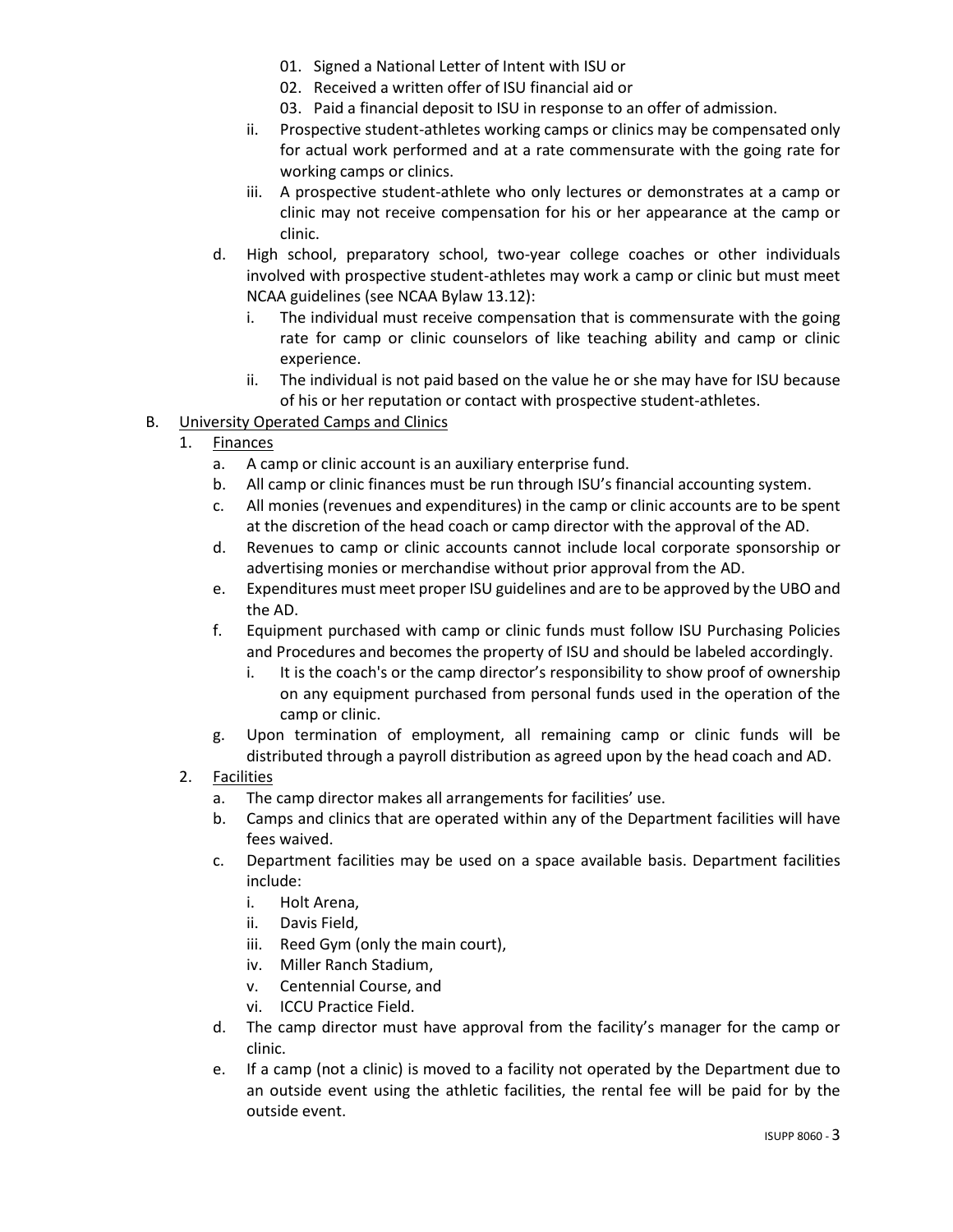01. Signed a National Letter of Intent with ISU or
02. Received a written offer of ISU financial aid or
03. Paid a financial deposit to ISU in response to an offer of admission.

ii. Prospective student-athletes working camps or clinics may be compensated only for actual work performed and at a rate commensurate with the going rate for working camps or clinics.

iii. A prospective student-athlete who only lectures or demonstrates at a camp or clinic may not receive compensation for his or her appearance at the camp or clinic.

d. High school, preparatory school, two-year college coaches or other individuals involved with prospective student-athletes may work a camp or clinic but must meet NCAA guidelines (see NCAA Bylaw 13.12):

i. The individual must receive compensation that is commensurate with the going rate for camp or clinic counselors of like teaching ability and camp or clinic experience.

ii. The individual is not paid based on the value he or she may have for ISU because of his or her reputation or contact with prospective student-athletes.

B. University Operated Camps and Clinics

1. Finances

a. A camp or clinic account is an auxiliary enterprise fund.

b. All camp or clinic finances must be run through ISU's financial accounting system.

c. All monies (revenues and expenditures) in the camp or clinic accounts are to be spent at the discretion of the head coach or camp director with the approval of the AD.

d. Revenues to camp or clinic accounts cannot include local corporate sponsorship or advertising monies or merchandise without prior approval from the AD.

e. Expenditures must meet proper ISU guidelines and are to be approved by the UBO and the AD.

f. Equipment purchased with camp or clinic funds must follow ISU Purchasing Policies and Procedures and becomes the property of ISU and should be labeled accordingly.

i. It is the coach's or the camp director's responsibility to show proof of ownership on any equipment purchased from personal funds used in the operation of the camp or clinic.

g. Upon termination of employment, all remaining camp or clinic funds will be distributed through a payroll distribution as agreed upon by the head coach and AD.

2. Facilities

a. The camp director makes all arrangements for facilities' use.

b. Camps and clinics that are operated within any of the Department facilities will have fees waived.

c. Department facilities may be used on a space available basis. Department facilities include:

i. Holt Arena,
ii. Davis Field,
iii. Reed Gym (only the main court),
iv. Miller Ranch Stadium,
v. Centennial Course, and
vi. ICCU Practice Field.

d. The camp director must have approval from the facility's manager for the camp or clinic.

e. If a camp (not a clinic) is moved to a facility not operated by the Department due to an outside event using the athletic facilities, the rental fee will be paid for by the outside event.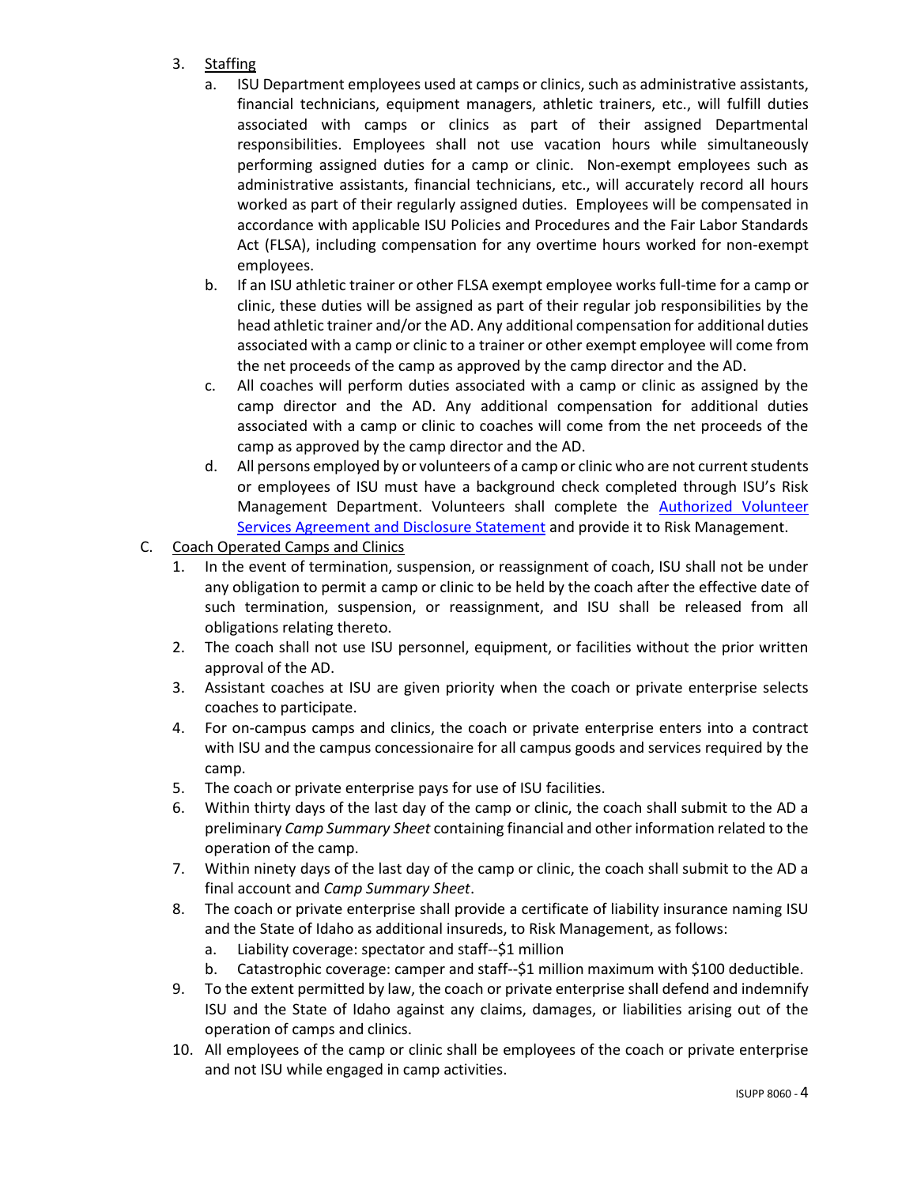3. Staffing
    a. ISU Department employees used at camps or clinics, such as administrative assistants, financial technicians, equipment managers, athletic trainers, etc., will fulfill duties associated with camps or clinics as part of their assigned Departmental responsibilities. Employees shall not use vacation hours while simultaneously performing assigned duties for a camp or clinic. Non-exempt employees such as administrative assistants, financial technicians, etc., will accurately record all hours worked as part of their regularly assigned duties. Employees will be compensated in accordance with applicable ISU Policies and Procedures and the Fair Labor Standards Act (FLSA), including compensation for any overtime hours worked for non-exempt employees.
    b. If an ISU athletic trainer or other FLSA exempt employee works full-time for a camp or clinic, these duties will be assigned as part of their regular job responsibilities by the head athletic trainer and/or the AD. Any additional compensation for additional duties associated with a camp or clinic to a trainer or other exempt employee will come from the net proceeds of the camp as approved by the camp director and the AD.
    c. All coaches will perform duties associated with a camp or clinic as assigned by the camp director and the AD. Any additional compensation for additional duties associated with a camp or clinic to coaches will come from the net proceeds of the camp as approved by the camp director and the AD.
    d. All persons employed by or volunteers of a camp or clinic who are not current students or employees of ISU must have a background check completed through ISU's Risk Management Department. Volunteers shall complete the Authorized Volunteer Services Agreement and Disclosure Statement and provide it to Risk Management.

C. Coach Operated Camps and Clinics
1. In the event of termination, suspension, or reassignment of coach, ISU shall not be under any obligation to permit a camp or clinic to be held by the coach after the effective date of such termination, suspension, or reassignment, and ISU shall be released from all obligations relating thereto.
2. The coach shall not use ISU personnel, equipment, or facilities without the prior written approval of the AD.
3. Assistant coaches at ISU are given priority when the coach or private enterprise selects coaches to participate.
4. For on-campus camps and clinics, the coach or private enterprise enters into a contract with ISU and the campus concessionaire for all campus goods and services required by the camp.
5. The coach or private enterprise pays for use of ISU facilities.
6. Within thirty days of the last day of the camp or clinic, the coach shall submit to the AD a preliminary *Camp Summary Sheet* containing financial and other information related to the operation of the camp.
7. Within ninety days of the last day of the camp or clinic, the coach shall submit to the AD a final account and *Camp Summary Sheet*.
8. The coach or private enterprise shall provide a certificate of liability insurance naming ISU and the State of Idaho as additional insureds, to Risk Management, as follows:
    a. Liability coverage: spectator and staff--$1 million
    b. Catastrophic coverage: camper and staff--$1 million maximum with $100 deductible.
9. To the extent permitted by law, the coach or private enterprise shall defend and indemnify ISU and the State of Idaho against any claims, damages, or liabilities arising out of the operation of camps and clinics.
10. All employees of the camp or clinic shall be employees of the coach or private enterprise and not ISU while engaged in camp activities.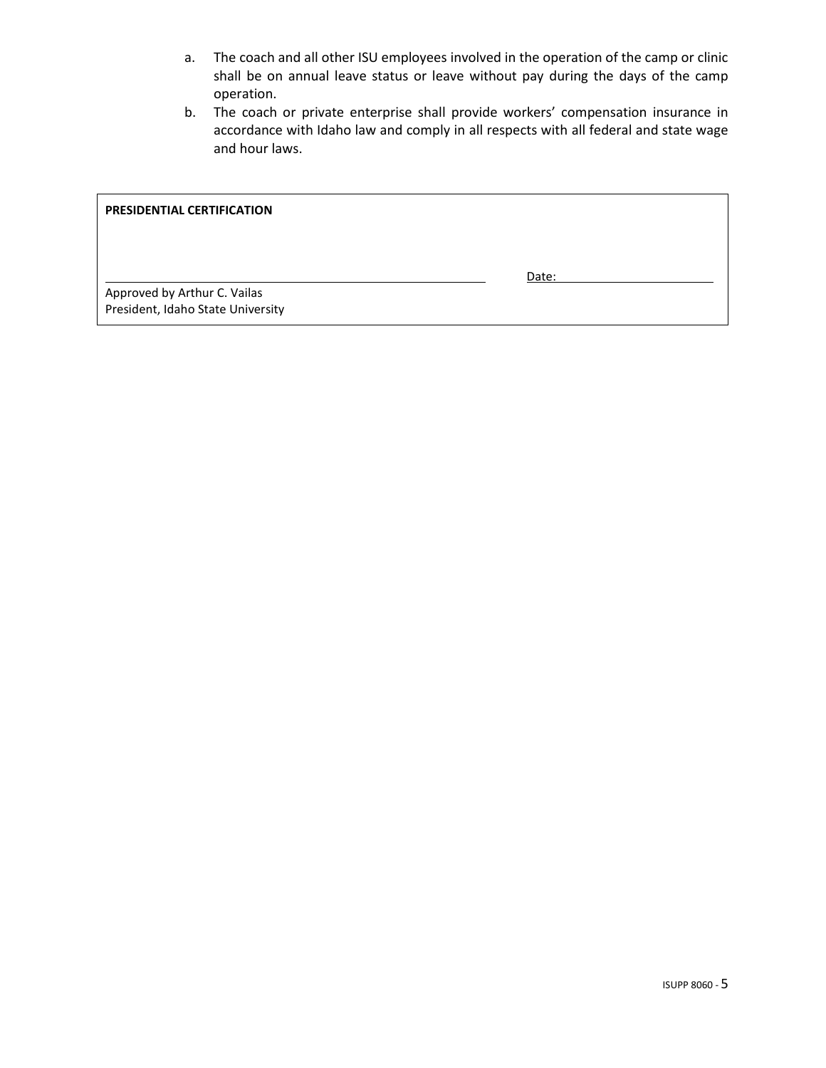a. The coach and all other ISU employees involved in the operation of the camp or clinic shall be on annual leave status or leave without pay during the days of the camp operation.
b. The coach or private enterprise shall provide workers' compensation insurance in accordance with Idaho law and comply in all respects with all federal and state wage and hour laws.

**PRESIDENTIAL CERTIFICATION**

\_\_\_\_\_\_\_\_\_\_\_\_\_\_\_\_\_\_\_\_\_\_\_\_\_\_\_\_\_\_\_\_\_\_\_\_\_\_\_\_ Date: \_\_\_\_\_\_\_\_\_\_\_\_\_\_\_\_\_\_\_\_

Approved by Arthur C. Vailas
President, Idaho State University